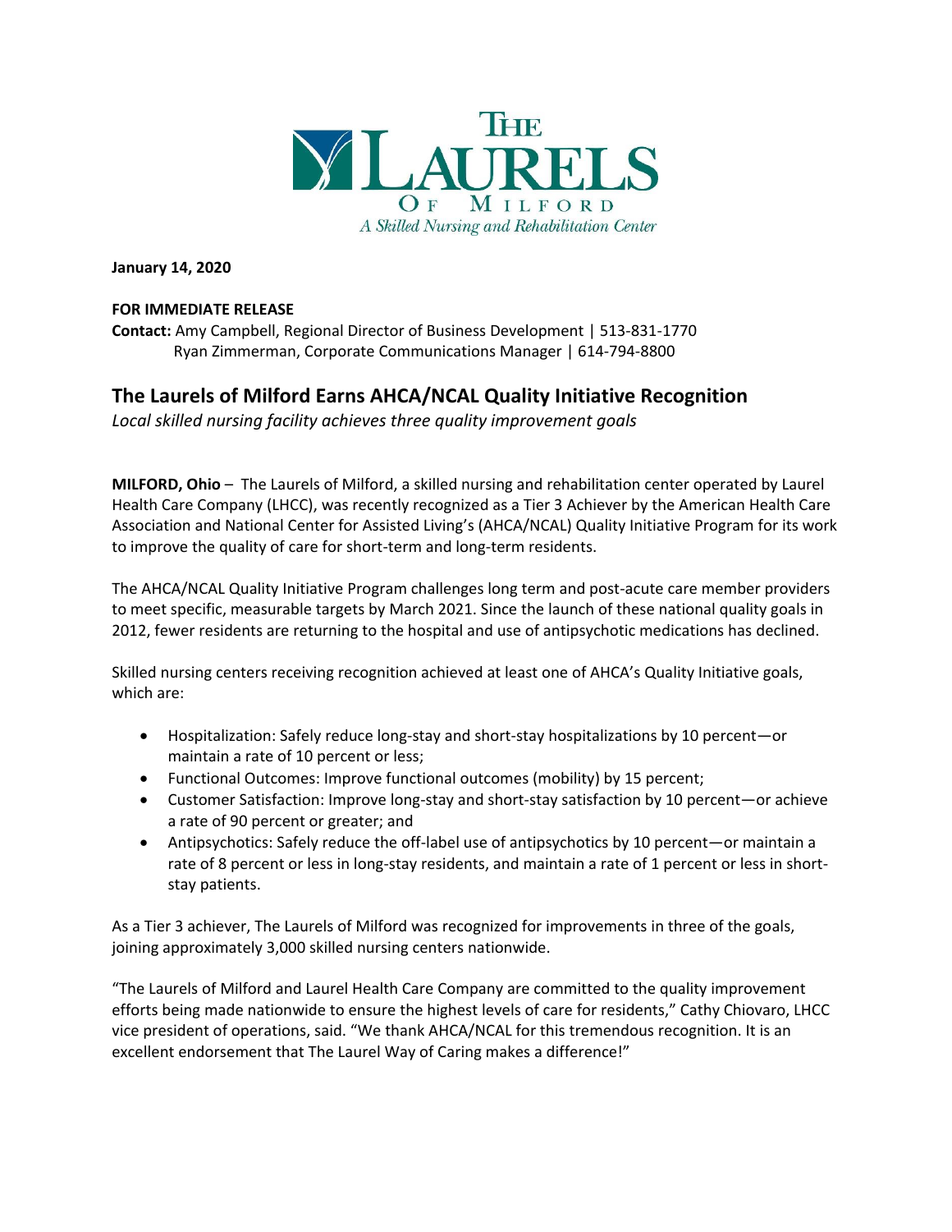THE LAURELS OF MILFORD
*A Skilled Nursing and Rehabilitation Center*

**January 14, 2020**

**FOR IMMEDIATE RELEASE**

**Contact:** Amy Campbell, Regional Director of Business Development | 513-831-1770
Ryan Zimmerman, Corporate Communications Manager | 614-794-8800

# The Laurels of Milford Earns AHCA/NCAL Quality Initiative Recognition

*Local skilled nursing facility achieves three quality improvement goals*

**MILFORD, Ohio** – The Laurels of Milford, a skilled nursing and rehabilitation center operated by Laurel Health Care Company (LHCC), was recently recognized as a Tier 3 Achiever by the American Health Care Association and National Center for Assisted Living's (AHCA/NCAL) Quality Initiative Program for its work to improve the quality of care for short-term and long-term residents.

The AHCA/NCAL Quality Initiative Program challenges long term and post-acute care member providers to meet specific, measurable targets by March 2021. Since the launch of these national quality goals in 2012, fewer residents are returning to the hospital and use of antipsychotic medications has declined.

Skilled nursing centers receiving recognition achieved at least one of AHCA's Quality Initiative goals, which are:

- Hospitalization: Safely reduce long-stay and short-stay hospitalizations by 10 percent—or maintain a rate of 10 percent or less;
- Functional Outcomes: Improve functional outcomes (mobility) by 15 percent;
- Customer Satisfaction: Improve long-stay and short-stay satisfaction by 10 percent—or achieve a rate of 90 percent or greater; and
- Antipsychotics: Safely reduce the off-label use of antipsychotics by 10 percent—or maintain a rate of 8 percent or less in long-stay residents, and maintain a rate of 1 percent or less in short-stay patients.

As a Tier 3 achiever, The Laurels of Milford was recognized for improvements in three of the goals, joining approximately 3,000 skilled nursing centers nationwide.

"The Laurels of Milford and Laurel Health Care Company are committed to the quality improvement efforts being made nationwide to ensure the highest levels of care for residents," Cathy Chiovaro, LHCC vice president of operations, said. "We thank AHCA/NCAL for this tremendous recognition. It is an excellent endorsement that The Laurel Way of Caring makes a difference!"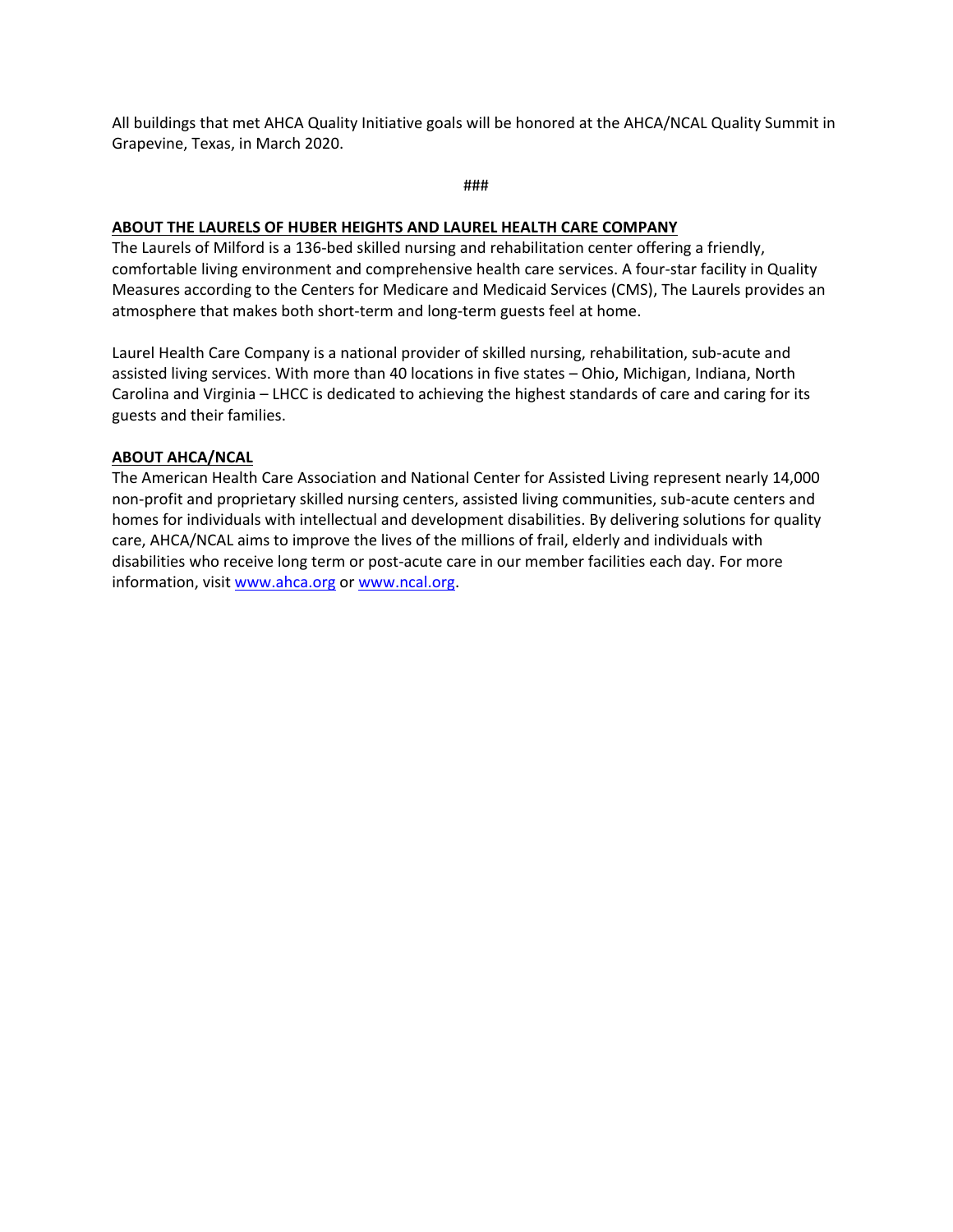All buildings that met AHCA Quality Initiative goals will be honored at the AHCA/NCAL Quality Summit in Grapevine, Texas, in March 2020.

###

**ABOUT THE LAURELS OF HUBER HEIGHTS AND LAUREL HEALTH CARE COMPANY**

The Laurels of Milford is a 136-bed skilled nursing and rehabilitation center offering a friendly, comfortable living environment and comprehensive health care services. A four-star facility in Quality Measures according to the Centers for Medicare and Medicaid Services (CMS), The Laurels provides an atmosphere that makes both short-term and long-term guests feel at home.

Laurel Health Care Company is a national provider of skilled nursing, rehabilitation, sub-acute and assisted living services. With more than 40 locations in five states – Ohio, Michigan, Indiana, North Carolina and Virginia – LHCC is dedicated to achieving the highest standards of care and caring for its guests and their families.

**ABOUT AHCA/NCAL**

The American Health Care Association and National Center for Assisted Living represent nearly 14,000 non-profit and proprietary skilled nursing centers, assisted living communities, sub-acute centers and homes for individuals with intellectual and development disabilities. By delivering solutions for quality care, AHCA/NCAL aims to improve the lives of the millions of frail, elderly and individuals with disabilities who receive long term or post-acute care in our member facilities each day. For more information, visit www.ahca.org or www.ncal.org.